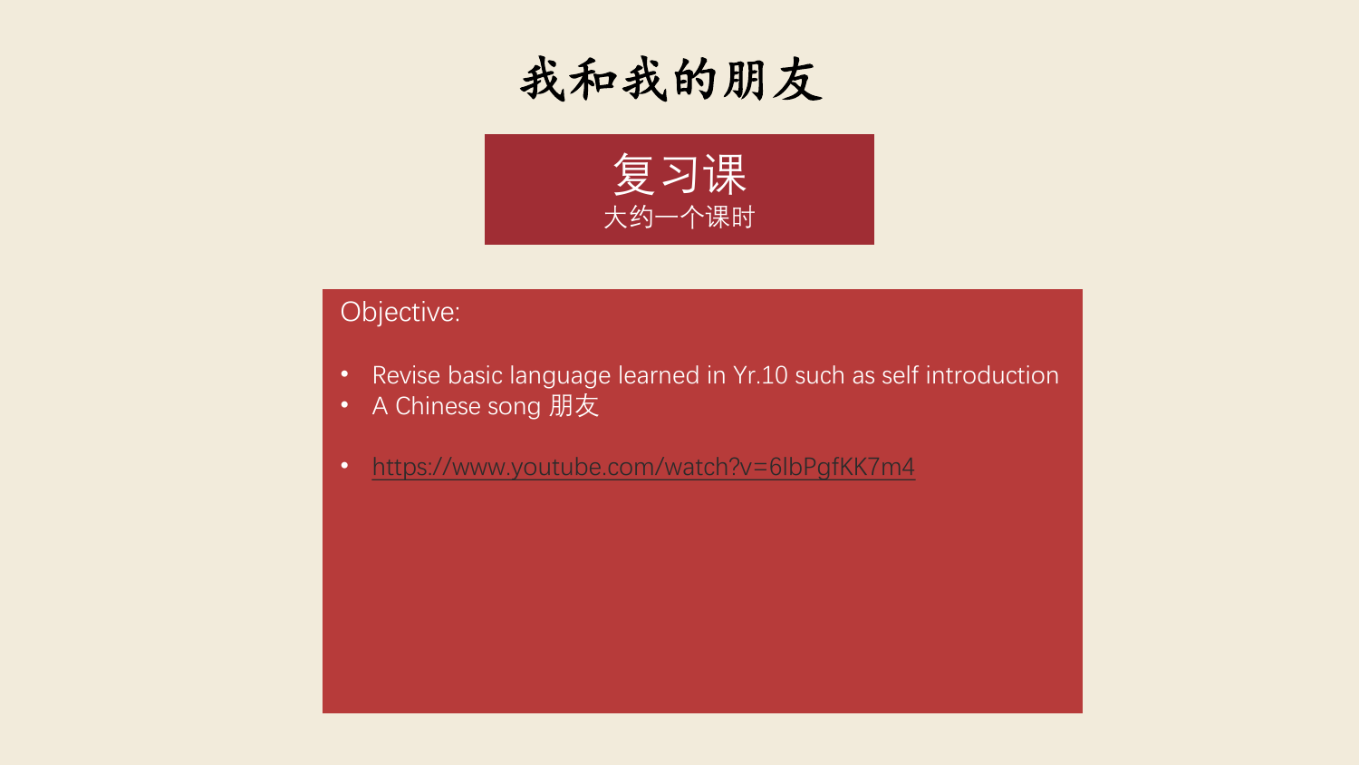# 我和我的朋友

## 复习课

大约一个课时

Objective:

- Revise basic language learned in Yr.10 such as self introduction
- A Chinese song 朋友

- https://www.youtube.com/watch?v=6lbPgfKK7m4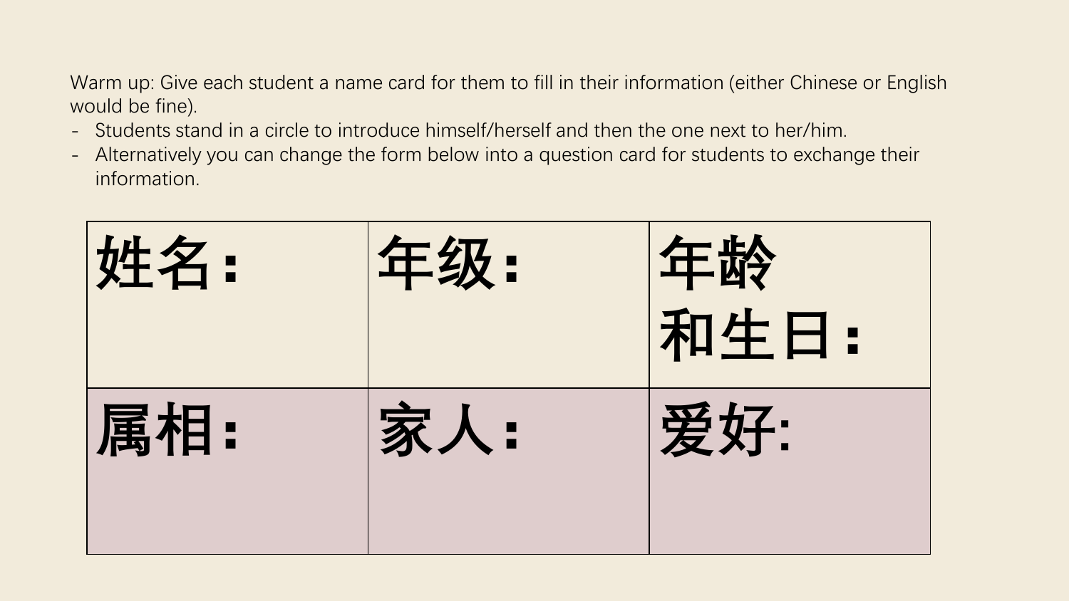Warm up: Give each student a name card for them to fill in their information (either Chinese or English would be fine).

- Students stand in a circle to introduce himself/herself and then the one next to her/him.
- Alternatively you can change the form below into a question card for students to exchange their information.

| 姓名： | 年级： | 年龄和生日： |
| --- | --- | --- |
| 属相： | 家人： | 爱好: |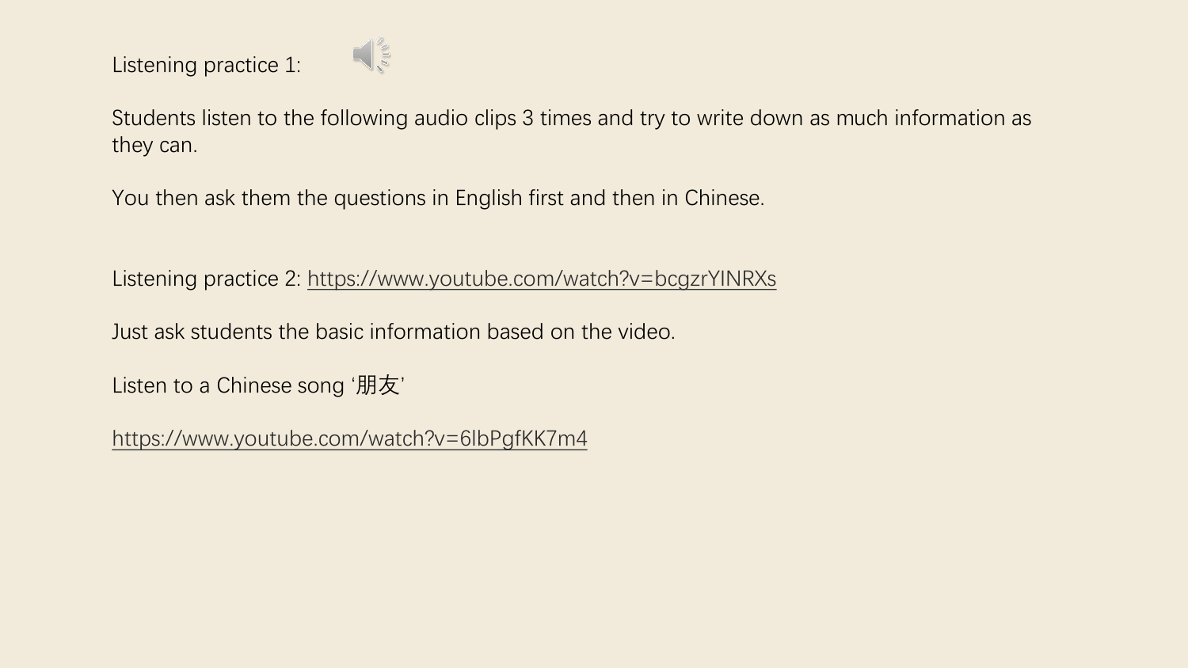Listening practice 1:

Students listen to the following audio clips 3 times and try to write down as much information as they can.

You then ask them the questions in English first and then in Chinese.

Listening practice 2: https://www.youtube.com/watch?v=bcgzrYINRXs

Just ask students the basic information based on the video.

Listen to a Chinese song ‘朋友’

https://www.youtube.com/watch?v=6lbPgfKK7m4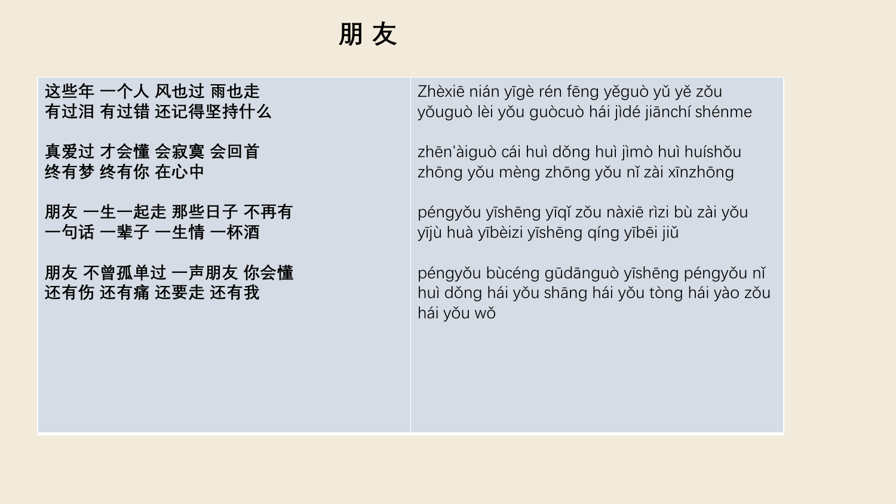# 朋 友

| | |
|---|---|
| **这些年 一个人 风也过 雨也走**<br>**有过泪 有过错 还记得坚持什么**<br><br>**真爱过 才会懂 会寂寞 会回首**<br>**终有梦 终有你 在心中**<br><br>**朋友 一生一起走 那些日子 不再有**<br>**一句话 一辈子 一生情 一杯酒**<br><br>**朋友 不曾孤单过 一声朋友 你会懂**<br>**还有伤 还有痛 还要走 还有我** | Zhèxiē nián yīgè rén fēng yěguò yǔ yě zǒu<br>yǒuguò lèi yǒu guòcuò hái jìdé jiānchí shénme<br><br>zhēn'àiguò cái huì dǒng huì jìmò huì huíshǒu<br>zhōng yǒu mèng zhōng yǒu nǐ zài xīnzhōng<br><br>péngyǒu yīshēng yīqǐ zǒu nàxiē rìzi bù zài yǒu<br>yījù huà yībèizi yīshēng qíng yībēi jiǔ<br><br>péngyǒu bùcéng gūdānguò yīshēng péngyǒu nǐ huì dǒng hái yǒu shāng hái yǒu tòng hái yào zǒu hái yǒu wǒ |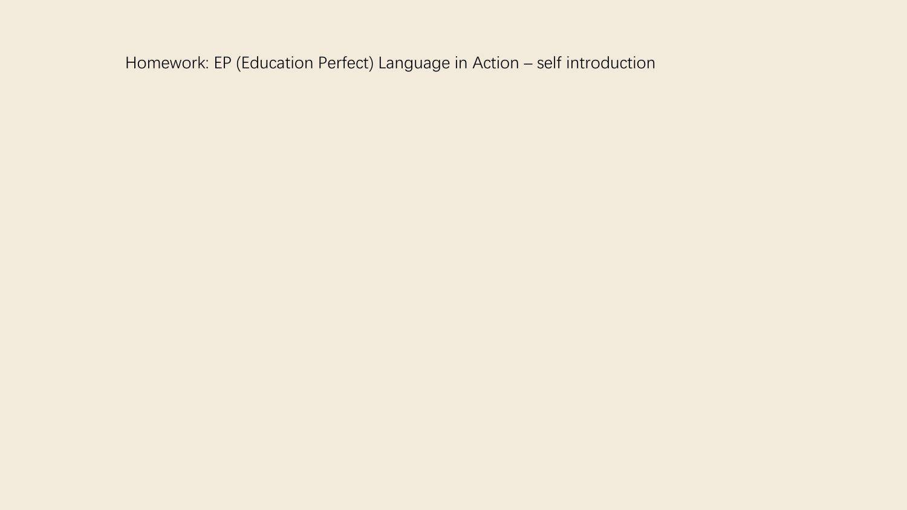Homework: EP (Education Perfect) Language in Action – self introduction